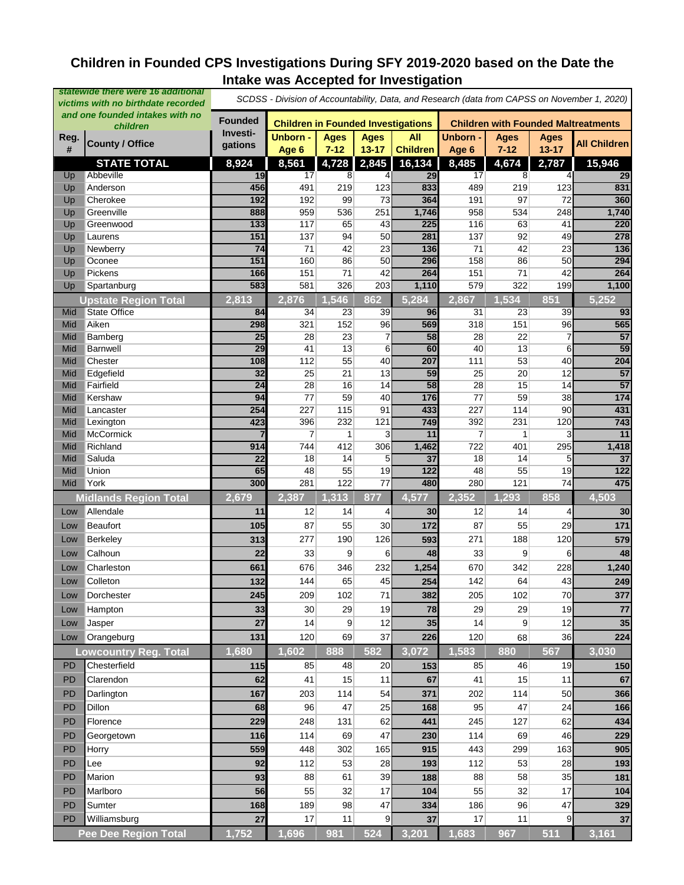# Children in Founded CPS Investigations During SFY 2019-2020 based on the Date the Intake was Accepted for Investigation

*statewide there were 16 additional victims with no birthdate recorded and one founded intakes with no children*

*SCDSS - Division of Accountability, Data, and Research (data from CAPSS on November 1, 2020)*

| Reg. # | County / Office | Founded Investi-gations | Children in Founded Investigations | | | | Children with Founded Maltreatments | | | |
|---|---|---|---|---|---|---|---|---|---|---|
| | | | Unborn - Age 6 | Ages 7-12 | Ages 13-17 | All Children | Unborn - Age 6 | Ages 7-12 | Ages 13-17 | All Children |
| | **STATE TOTAL** | **8,924** | **8,561** | **4,728** | **2,845** | **16,134** | **8,485** | **4,674** | **2,787** | **15,946** |
| Up | Abbeville | 19 | 17 | 8 | 4 | 29 | 17 | 8 | 4 | 29 |
| Up | Anderson | 456 | 491 | 219 | 123 | 833 | 489 | 219 | 123 | 831 |
| Up | Cherokee | 192 | 192 | 99 | 73 | 364 | 191 | 97 | 72 | 360 |
| Up | Greenville | 888 | 959 | 536 | 251 | 1,746 | 958 | 534 | 248 | 1,740 |
| Up | Greenwood | 133 | 117 | 65 | 43 | 225 | 116 | 63 | 41 | 220 |
| Up | Laurens | 151 | 137 | 94 | 50 | 281 | 137 | 92 | 49 | 278 |
| Up | Newberry | 74 | 71 | 42 | 23 | 136 | 71 | 42 | 23 | 136 |
| Up | Oconee | 151 | 160 | 86 | 50 | 296 | 158 | 86 | 50 | 294 |
| Up | Pickens | 166 | 151 | 71 | 42 | 264 | 151 | 71 | 42 | 264 |
| Up | Spartanburg | 583 | 581 | 326 | 203 | 1,110 | 579 | 322 | 199 | 1,100 |
| | **Upstate Region Total** | **2,813** | **2,876** | **1,546** | **862** | **5,284** | **2,867** | **1,534** | **851** | **5,252** |
| Mid | State Office | 84 | 34 | 23 | 39 | 96 | 31 | 23 | 39 | 93 |
| Mid | Aiken | 298 | 321 | 152 | 96 | 569 | 318 | 151 | 96 | 565 |
| Mid | Bamberg | 25 | 28 | 23 | 7 | 58 | 28 | 22 | 7 | 57 |
| Mid | Barnwell | 29 | 41 | 13 | 6 | 60 | 40 | 13 | 6 | 59 |
| Mid | Chester | 108 | 112 | 55 | 40 | 207 | 111 | 53 | 40 | 204 |
| Mid | Edgefield | 32 | 25 | 21 | 13 | 59 | 25 | 20 | 12 | 57 |
| Mid | Fairfield | 24 | 28 | 16 | 14 | 58 | 28 | 15 | 14 | 57 |
| Mid | Kershaw | 94 | 77 | 59 | 40 | 176 | 77 | 59 | 38 | 174 |
| Mid | Lancaster | 254 | 227 | 115 | 91 | 433 | 227 | 114 | 90 | 431 |
| Mid | Lexington | 423 | 396 | 232 | 121 | 749 | 392 | 231 | 120 | 743 |
| Mid | McCormick | 7 | 7 | 1 | 3 | 11 | 7 | 1 | 3 | 11 |
| Mid | Richland | 914 | 744 | 412 | 306 | 1,462 | 722 | 401 | 295 | 1,418 |
| Mid | Saluda | 22 | 18 | 14 | 5 | 37 | 18 | 14 | 5 | 37 |
| Mid | Union | 65 | 48 | 55 | 19 | 122 | 48 | 55 | 19 | 122 |
| Mid | York | 300 | 281 | 122 | 77 | 480 | 280 | 121 | 74 | 475 |
| | **Midlands Region Total** | **2,679** | **2,387** | **1,313** | **877** | **4,577** | **2,352** | **1,293** | **858** | **4,503** |
| Low | Allendale | 11 | 12 | 14 | 4 | 30 | 12 | 14 | 4 | 30 |
| Low | Beaufort | 105 | 87 | 55 | 30 | 172 | 87 | 55 | 29 | 171 |
| Low | Berkeley | 313 | 277 | 190 | 126 | 593 | 271 | 188 | 120 | 579 |
| Low | Calhoun | 22 | 33 | 9 | 6 | 48 | 33 | 9 | 6 | 48 |
| Low | Charleston | 661 | 676 | 346 | 232 | 1,254 | 670 | 342 | 228 | 1,240 |
| Low | Colleton | 132 | 144 | 65 | 45 | 254 | 142 | 64 | 43 | 249 |
| Low | Dorchester | 245 | 209 | 102 | 71 | 382 | 205 | 102 | 70 | 377 |
| Low | Hampton | 33 | 30 | 29 | 19 | 78 | 29 | 29 | 19 | 77 |
| Low | Jasper | 27 | 14 | 9 | 12 | 35 | 14 | 9 | 12 | 35 |
| Low | Orangeburg | 131 | 120 | 69 | 37 | 226 | 120 | 68 | 36 | 224 |
| | **Lowcountry Reg. Total** | **1,680** | **1,602** | **888** | **582** | **3,072** | **1,583** | **880** | **567** | **3,030** |
| PD | Chesterfield | 115 | 85 | 48 | 20 | 153 | 85 | 46 | 19 | 150 |
| PD | Clarendon | 62 | 41 | 15 | 11 | 67 | 41 | 15 | 11 | 67 |
| PD | Darlington | 167 | 203 | 114 | 54 | 371 | 202 | 114 | 50 | 366 |
| PD | Dillon | 68 | 96 | 47 | 25 | 168 | 95 | 47 | 24 | 166 |
| PD | Florence | 229 | 248 | 131 | 62 | 441 | 245 | 127 | 62 | 434 |
| PD | Georgetown | 116 | 114 | 69 | 47 | 230 | 114 | 69 | 46 | 229 |
| PD | Horry | 559 | 448 | 302 | 165 | 915 | 443 | 299 | 163 | 905 |
| PD | Lee | 92 | 112 | 53 | 28 | 193 | 112 | 53 | 28 | 193 |
| PD | Marion | 93 | 88 | 61 | 39 | 188 | 88 | 58 | 35 | 181 |
| PD | Marlboro | 56 | 55 | 32 | 17 | 104 | 55 | 32 | 17 | 104 |
| PD | Sumter | 168 | 189 | 98 | 47 | 334 | 186 | 96 | 47 | 329 |
| PD | Williamsburg | 27 | 17 | 11 | 9 | 37 | 17 | 11 | 9 | 37 |
| | **Pee Dee Region Total** | **1,752** | **1,696** | **981** | **524** | **3,201** | **1,683** | **967** | **511** | **3,161** |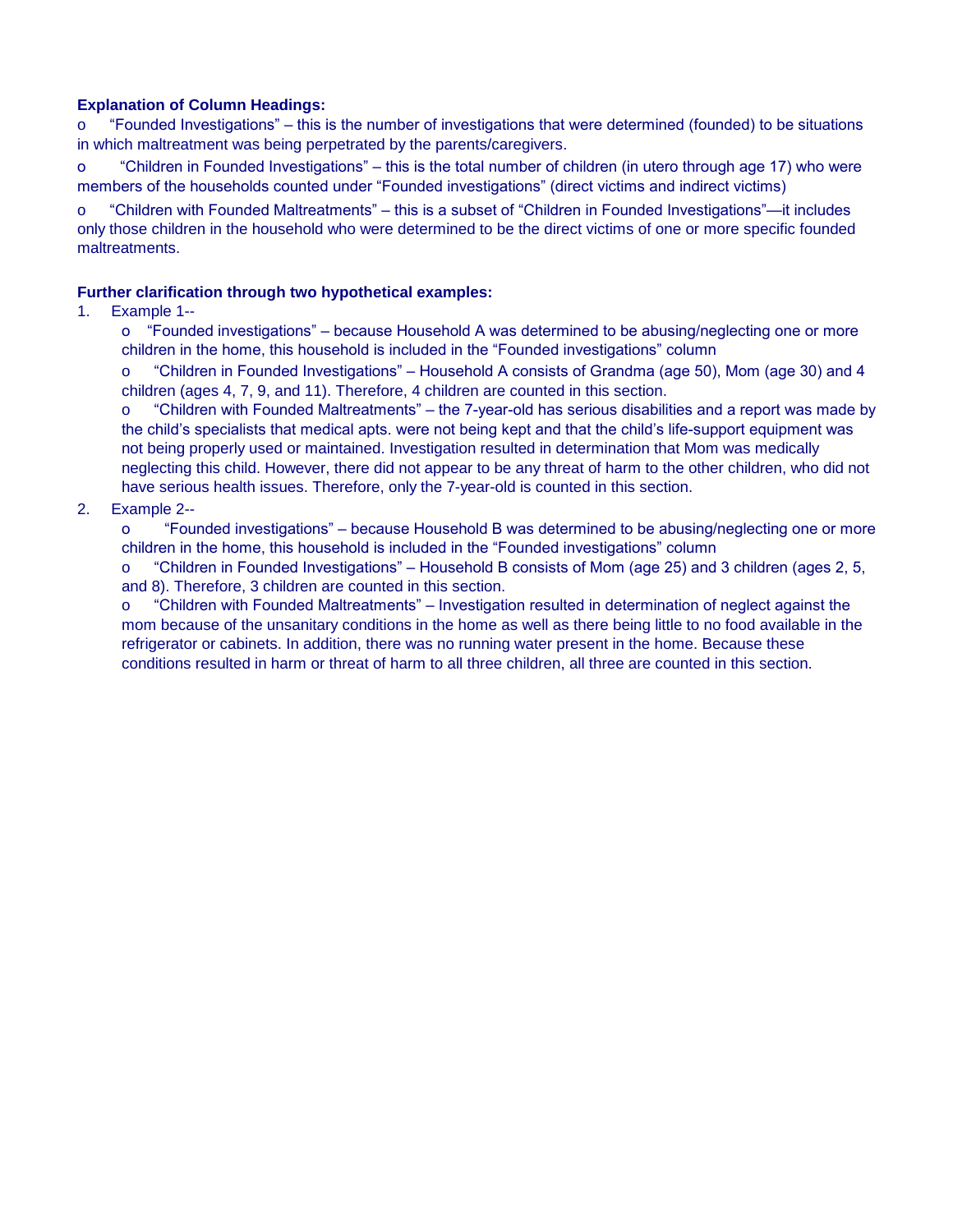**Explanation of Column Headings:**

- "Founded Investigations" – this is the number of investigations that were determined (founded) to be situations in which maltreatment was being perpetrated by the parents/caregivers.
- "Children in Founded Investigations" – this is the total number of children (in utero through age 17) who were members of the households counted under "Founded investigations" (direct victims and indirect victims)
- "Children with Founded Maltreatments" – this is a subset of "Children in Founded Investigations"—it includes only those children in the household who were determined to be the direct victims of one or more specific founded maltreatments.

**Further clarification through two hypothetical examples:**

1. Example 1--
   - "Founded investigations" – because Household A was determined to be abusing/neglecting one or more children in the home, this household is included in the "Founded investigations" column
   - "Children in Founded Investigations" – Household A consists of Grandma (age 50), Mom (age 30) and 4 children (ages 4, 7, 9, and 11). Therefore, 4 children are counted in this section.
   - "Children with Founded Maltreatments" – the 7-year-old has serious disabilities and a report was made by the child's specialists that medical apts. were not being kept and that the child's life-support equipment was not being properly used or maintained. Investigation resulted in determination that Mom was medically neglecting this child. However, there did not appear to be any threat of harm to the other children, who did not have serious health issues. Therefore, only the 7-year-old is counted in this section.
2. Example 2--
   - "Founded investigations" – because Household B was determined to be abusing/neglecting one or more children in the home, this household is included in the "Founded investigations" column
   - "Children in Founded Investigations" – Household B consists of Mom (age 25) and 3 children (ages 2, 5, and 8). Therefore, 3 children are counted in this section.
   - "Children with Founded Maltreatments" – Investigation resulted in determination of neglect against the mom because of the unsanitary conditions in the home as well as there being little to no food available in the refrigerator or cabinets. In addition, there was no running water present in the home. Because these conditions resulted in harm or threat of harm to all three children, all three are counted in this section.